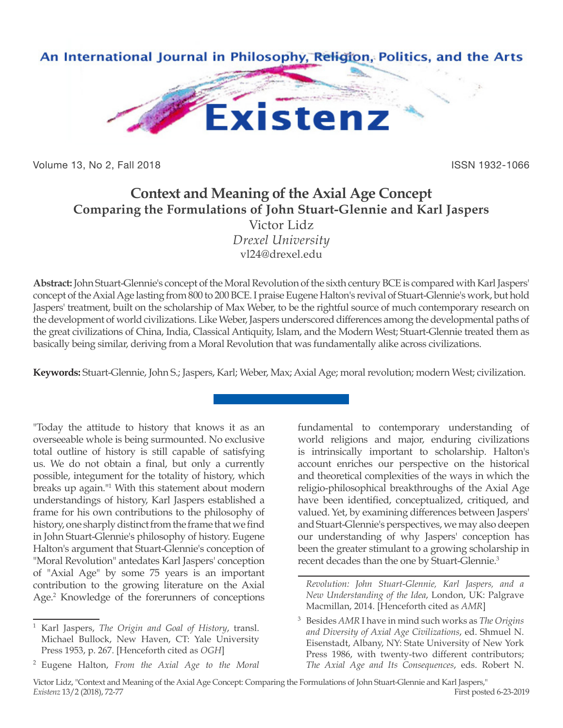# Context and Meaning of the Axial Age Concept

## Comparing the Formulations of John Stuart-Glennie and Karl Jaspers

Victor Lidz

*Drexel University*

vl24@drexel.edu

**Abstract:** John Stuart-Glennie's concept of the Moral Revolution of the sixth century BCE is compared with Karl Jaspers' concept of the Axial Age lasting from 800 to 200 BCE. I praise Eugene Halton's revival of Stuart-Glennie's work, but hold Jaspers' treatment, built on the scholarship of Max Weber, to be the rightful source of much contemporary research on the development of world civilizations. Like Weber, Jaspers underscored differences among the developmental paths of the great civilizations of China, India, Classical Antiquity, Islam, and the Modern West; Stuart-Glennie treated them as basically being similar, deriving from a Moral Revolution that was fundamentally alike across civilizations.

**Keywords:** Stuart-Glennie, John S.; Jaspers, Karl; Weber, Max; Axial Age; moral revolution; modern West; civilization.

"Today the attitude to history that knows it as an overseeable whole is being surmounted. No exclusive total outline of history is still capable of satisfying us. We do not obtain a final, but only a currently possible, integument for the totality of history, which breaks up again."[1] With this statement about modern understandings of history, Karl Jaspers established a frame for his own contributions to the philosophy of history, one sharply distinct from the frame that we find in John Stuart-Glennie's philosophy of history. Eugene Halton's argument that Stuart-Glennie's conception of "Moral Revolution" antedates Karl Jaspers' conception of "Axial Age" by some 75 years is an important contribution to the growing literature on the Axial Age.[2] Knowledge of the forerunners of conceptions fundamental to contemporary understanding of world religions and major, enduring civilizations is intrinsically important to scholarship. Halton's account enriches our perspective on the historical and theoretical complexities of the ways in which the religio-philosophical breakthroughs of the Axial Age have been identified, conceptualized, critiqued, and valued. Yet, by examining differences between Jaspers' and Stuart-Glennie's perspectives, we may also deepen our understanding of why Jaspers' conception has been the greater stimulant to a growing scholarship in recent decades than the one by Stuart-Glennie.[3]

---

[1] Karl Jaspers, *The Origin and Goal of History*, transl. Michael Bullock, New Haven, CT: Yale University Press 1953, p. 267. [Henceforth cited as *OGH*]

[2] Eugene Halton, *From the Axial Age to the Moral Revolution: John Stuart-Glennie, Karl Jaspers, and a New Understanding of the Idea*, London, UK: Palgrave Macmillan, 2014. [Henceforth cited as *AMR*]

[3] Besides *AMR* I have in mind such works as *The Origins and Diversity of Axial Age Civilizations*, ed. Shmuel N. Eisenstadt, Albany, NY: State University of New York Press 1986, with twenty-two different contributors; *The Axial Age and Its Consequences*, eds. Robert N.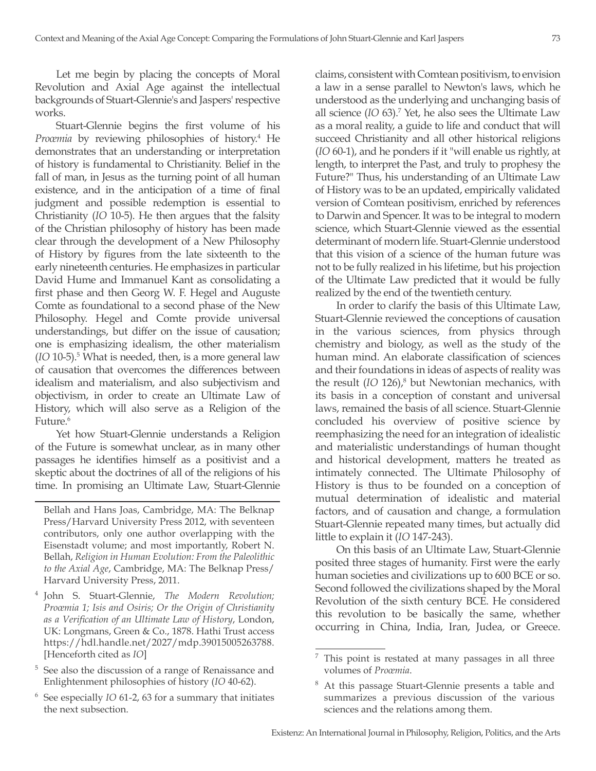Let me begin by placing the concepts of Moral Revolution and Axial Age against the intellectual backgrounds of Stuart-Glennie's and Jaspers' respective works.

Stuart-Glennie begins the first volume of his *Procœmia* by reviewing philosophies of history.[4] He demonstrates that an understanding or interpretation of history is fundamental to Christianity. Belief in the fall of man, in Jesus as the turning point of all human existence, and in the anticipation of a time of final judgment and possible redemption is essential to Christianity (*IO* 10-5). He then argues that the falsity of the Christian philosophy of history has been made clear through the development of a New Philosophy of History by figures from the late sixteenth to the early nineteenth centuries. He emphasizes in particular David Hume and Immanuel Kant as consolidating a first phase and then Georg W. F. Hegel and Auguste Comte as foundational to a second phase of the New Philosophy. Hegel and Comte provide universal understandings, but differ on the issue of causation; one is emphasizing idealism, the other materialism (*IO* 10-5).[5] What is needed, then, is a more general law of causation that overcomes the differences between idealism and materialism, and also subjectivism and objectivism, in order to create an Ultimate Law of History, which will also serve as a Religion of the Future.[6]

Yet how Stuart-Glennie understands a Religion of the Future is somewhat unclear, as in many other passages he identifies himself as a positivist and a skeptic about the doctrines of all of the religions of his time. In promising an Ultimate Law, Stuart-Glennie claims, consistent with Comtean positivism, to envision a law in a sense parallel to Newton's laws, which he understood as the underlying and unchanging basis of all science (*IO* 63).[7] Yet, he also sees the Ultimate Law as a moral reality, a guide to life and conduct that will succeed Christianity and all other historical religions (*IO* 60-1), and he ponders if it "will enable us rightly, at length, to interpret the Past, and truly to prophesy the Future?" Thus, his understanding of an Ultimate Law of History was to be an updated, empirically validated version of Comtean positivism, enriched by references to Darwin and Spencer. It was to be integral to modern science, which Stuart-Glennie viewed as the essential determinant of modern life. Stuart-Glennie understood that this vision of a science of the human future was not to be fully realized in his lifetime, but his projection of the Ultimate Law predicted that it would be fully realized by the end of the twentieth century.

In order to clarify the basis of this Ultimate Law, Stuart-Glennie reviewed the conceptions of causation in the various sciences, from physics through chemistry and biology, as well as the study of the human mind. An elaborate classification of sciences and their foundations in ideas of aspects of reality was the result (*IO* 126),[8] but Newtonian mechanics, with its basis in a conception of constant and universal laws, remained the basis of all science. Stuart-Glennie concluded his overview of positive science by reemphasizing the need for an integration of idealistic and materialistic understandings of human thought and historical development, matters he treated as intimately connected. The Ultimate Philosophy of History is thus to be founded on a conception of mutual determination of idealistic and material factors, and of causation and change, a formulation Stuart-Glennie repeated many times, but actually did little to explain it (*IO* 147-243).

On this basis of an Ultimate Law, Stuart-Glennie posited three stages of humanity. First were the early human societies and civilizations up to 600 BCE or so. Second followed the civilizations shaped by the Moral Revolution of the sixth century BCE. He considered this revolution to be basically the same, whether occurring in China, India, Iran, Judea, or Greece.

---

Bellah and Hans Joas, Cambridge, MA: The Belknap Press/Harvard University Press 2012, with seventeen contributors, only one author overlapping with the Eisenstadt volume; and most importantly, Robert N. Bellah, *Religion in Human Evolution: From the Paleolithic to the Axial Age*, Cambridge, MA: The Belknap Press/Harvard University Press, 2011.

[4] John S. Stuart-Glennie, *The Modern Revolution; Procœmia 1; Isis and Osiris; Or the Origin of Christianity as a Verification of an Ultimate Law of History*, London, UK: Longmans, Green & Co., 1878. Hathi Trust access https://hdl.handle.net/2027/mdp.39015005263788. [Henceforth cited as *IO*]

[5] See also the discussion of a range of Renaissance and Enlightenment philosophies of history (*IO* 40-62).

[6] See especially *IO* 61-2, 63 for a summary that initiates the next subsection.

[7] This point is restated at many passages in all three volumes of *Procœmia*.

[8] At this passage Stuart-Glennie presents a table and summarizes a previous discussion of the various sciences and the relations among them.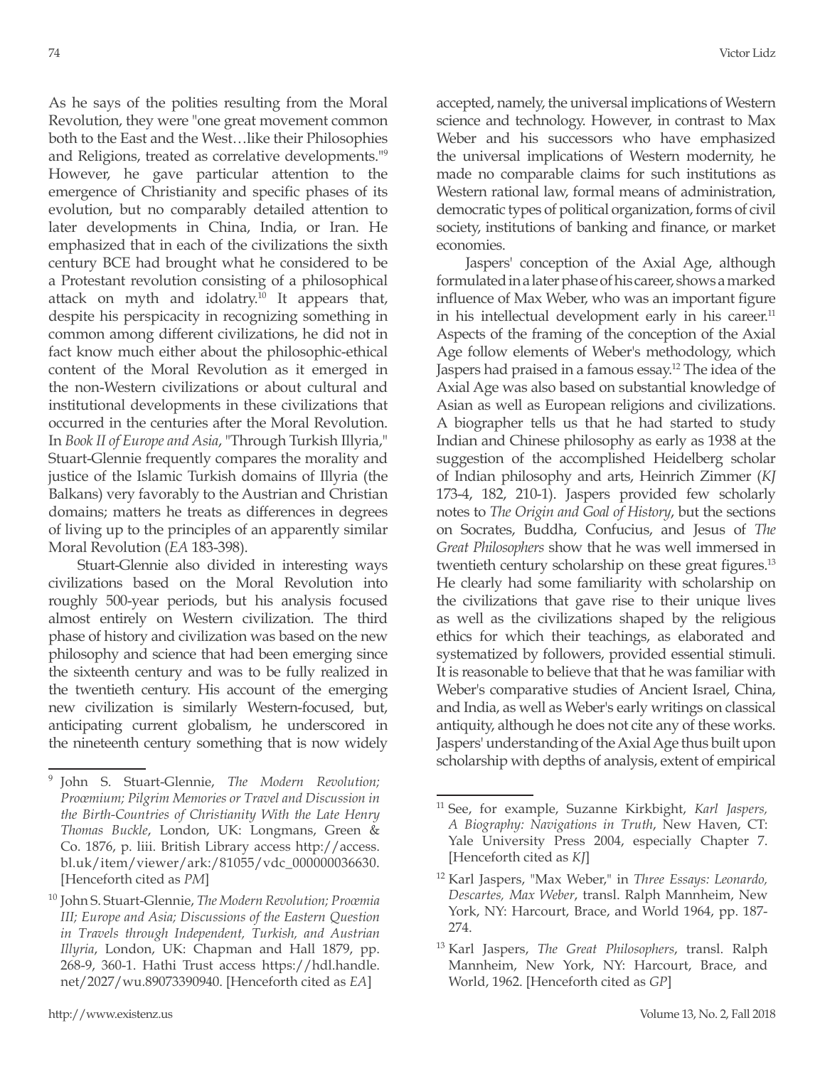As he says of the polities resulting from the Moral Revolution, they were "one great movement common both to the East and the West…like their Philosophies and Religions, treated as correlative developments."[9] However, he gave particular attention to the emergence of Christianity and specific phases of its evolution, but no comparably detailed attention to later developments in China, India, or Iran. He emphasized that in each of the civilizations the sixth century BCE had brought what he considered to be a Protestant revolution consisting of a philosophical attack on myth and idolatry.[10] It appears that, despite his perspicacity in recognizing something in common among different civilizations, he did not in fact know much either about the philosophic-ethical content of the Moral Revolution as it emerged in the non-Western civilizations or about cultural and institutional developments in these civilizations that occurred in the centuries after the Moral Revolution. In *Book II of Europe and Asia*, "Through Turkish Illyria," Stuart-Glennie frequently compares the morality and justice of the Islamic Turkish domains of Illyria (the Balkans) very favorably to the Austrian and Christian domains; matters he treats as differences in degrees of living up to the principles of an apparently similar Moral Revolution (*EA* 183-398).

Stuart-Glennie also divided in interesting ways civilizations based on the Moral Revolution into roughly 500-year periods, but his analysis focused almost entirely on Western civilization. The third phase of history and civilization was based on the new philosophy and science that had been emerging since the sixteenth century and was to be fully realized in the twentieth century. His account of the emerging new civilization is similarly Western-focused, but, anticipating current globalism, he underscored in the nineteenth century something that is now widely accepted, namely, the universal implications of Western science and technology. However, in contrast to Max Weber and his successors who have emphasized the universal implications of Western modernity, he made no comparable claims for such institutions as Western rational law, formal means of administration, democratic types of political organization, forms of civil society, institutions of banking and finance, or market economies.

Jaspers' conception of the Axial Age, although formulated in a later phase of his career, shows a marked influence of Max Weber, who was an important figure in his intellectual development early in his career.[11] Aspects of the framing of the conception of the Axial Age follow elements of Weber's methodology, which Jaspers had praised in a famous essay.[12] The idea of the Axial Age was also based on substantial knowledge of Asian as well as European religions and civilizations. A biographer tells us that he had started to study Indian and Chinese philosophy as early as 1938 at the suggestion of the accomplished Heidelberg scholar of Indian philosophy and arts, Heinrich Zimmer (*KJ* 173-4, 182, 210-1). Jaspers provided few scholarly notes to *The Origin and Goal of History*, but the sections on Socrates, Buddha, Confucius, and Jesus of *The Great Philosophers* show that he was well immersed in twentieth century scholarship on these great figures.[13] He clearly had some familiarity with scholarship on the civilizations that gave rise to their unique lives as well as the civilizations shaped by the religious ethics for which their teachings, as elaborated and systematized by followers, provided essential stimuli. It is reasonable to believe that that he was familiar with Weber's comparative studies of Ancient Israel, China, and India, as well as Weber's early writings on classical antiquity, although he does not cite any of these works. Jaspers' understanding of the Axial Age thus built upon scholarship with depths of analysis, extent of empirical

---

[9] John S. Stuart-Glennie, *The Modern Revolution; Proœmium; Pilgrim Memories or Travel and Discussion in the Birth-Countries of Christianity With the Late Henry Thomas Buckle*, London, UK: Longmans, Green & Co. 1876, p. liii. British Library access http://access.bl.uk/item/viewer/ark:/81055/vdc_000000036630. [Henceforth cited as *PM*]

[10] John S. Stuart-Glennie, *The Modern Revolution; Proœmia III; Europe and Asia; Discussions of the Eastern Question in Travels through Independent, Turkish, and Austrian Illyria*, London, UK: Chapman and Hall 1879, pp. 268-9, 360-1. Hathi Trust access https://hdl.handle.net/2027/wu.89073390940. [Henceforth cited as *EA*]

[11] See, for example, Suzanne Kirkbight, *Karl Jaspers, A Biography: Navigations in Truth*, New Haven, CT: Yale University Press 2004, especially Chapter 7. [Henceforth cited as *KJ*]

[12] Karl Jaspers, "Max Weber," in *Three Essays: Leonardo, Descartes, Max Weber*, transl. Ralph Mannheim, New York, NY: Harcourt, Brace, and World 1964, pp. 187-274.

[13] Karl Jaspers, *The Great Philosophers*, transl. Ralph Mannheim, New York, NY: Harcourt, Brace, and World, 1962. [Henceforth cited as *GP*]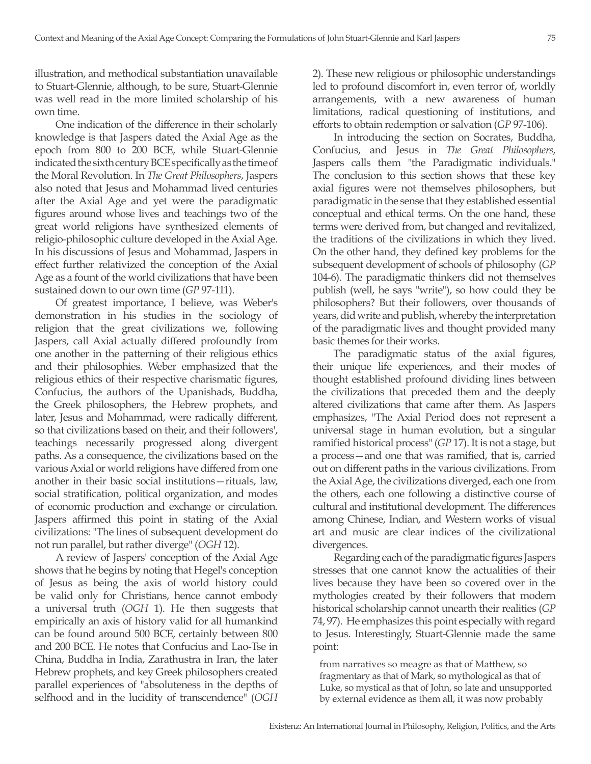illustration, and methodical substantiation unavailable to Stuart-Glennie, although, to be sure, Stuart-Glennie was well read in the more limited scholarship of his own time.

One indication of the difference in their scholarly knowledge is that Jaspers dated the Axial Age as the epoch from 800 to 200 BCE, while Stuart-Glennie indicated the sixth century BCE specifically as the time of the Moral Revolution. In *The Great Philosophers*, Jaspers also noted that Jesus and Mohammad lived centuries after the Axial Age and yet were the paradigmatic figures around whose lives and teachings two of the great world religions have synthesized elements of religio-philosophic culture developed in the Axial Age. In his discussions of Jesus and Mohammad, Jaspers in effect further relativized the conception of the Axial Age as a fount of the world civilizations that have been sustained down to our own time (*GP* 97-111).

Of greatest importance, I believe, was Weber's demonstration in his studies in the sociology of religion that the great civilizations we, following Jaspers, call Axial actually differed profoundly from one another in the patterning of their religious ethics and their philosophies. Weber emphasized that the religious ethics of their respective charismatic figures, Confucius, the authors of the Upanishads, Buddha, the Greek philosophers, the Hebrew prophets, and later, Jesus and Mohammad, were radically different, so that civilizations based on their, and their followers', teachings necessarily progressed along divergent paths. As a consequence, the civilizations based on the various Axial or world religions have differed from one another in their basic social institutions—rituals, law, social stratification, political organization, and modes of economic production and exchange or circulation. Jaspers affirmed this point in stating of the Axial civilizations: "The lines of subsequent development do not run parallel, but rather diverge" (*OGH* 12).

A review of Jaspers' conception of the Axial Age shows that he begins by noting that Hegel's conception of Jesus as being the axis of world history could be valid only for Christians, hence cannot embody a universal truth (*OGH* 1). He then suggests that empirically an axis of history valid for all humankind can be found around 500 BCE, certainly between 800 and 200 BCE. He notes that Confucius and Lao-Tse in China, Buddha in India, Zarathustra in Iran, the later Hebrew prophets, and key Greek philosophers created parallel experiences of "absoluteness in the depths of selfhood and in the lucidity of transcendence" (*OGH* 2). These new religious or philosophic understandings led to profound discomfort in, even terror of, worldly arrangements, with a new awareness of human limitations, radical questioning of institutions, and efforts to obtain redemption or salvation (*GP* 97-106).

In introducing the section on Socrates, Buddha, Confucius, and Jesus in *The Great Philosophers*, Jaspers calls them "the Paradigmatic individuals." The conclusion to this section shows that these key axial figures were not themselves philosophers, but paradigmatic in the sense that they established essential conceptual and ethical terms. On the one hand, these terms were derived from, but changed and revitalized, the traditions of the civilizations in which they lived. On the other hand, they defined key problems for the subsequent development of schools of philosophy (*GP* 104-6). The paradigmatic thinkers did not themselves publish (well, he says "write"), so how could they be philosophers? But their followers, over thousands of years, did write and publish, whereby the interpretation of the paradigmatic lives and thought provided many basic themes for their works.

The paradigmatic status of the axial figures, their unique life experiences, and their modes of thought established profound dividing lines between the civilizations that preceded them and the deeply altered civilizations that came after them. As Jaspers emphasizes, "The Axial Period does not represent a universal stage in human evolution, but a singular ramified historical process" (*GP* 17). It is not a stage, but a process—and one that was ramified, that is, carried out on different paths in the various civilizations. From the Axial Age, the civilizations diverged, each one from the others, each one following a distinctive course of cultural and institutional development. The differences among Chinese, Indian, and Western works of visual art and music are clear indices of the civilizational divergences.

Regarding each of the paradigmatic figures Jaspers stresses that one cannot know the actualities of their lives because they have been so covered over in the mythologies created by their followers that modern historical scholarship cannot unearth their realities (*GP* 74, 97). He emphasizes this point especially with regard to Jesus. Interestingly, Stuart-Glennie made the same point:

> from narratives so meagre as that of Matthew, so fragmentary as that of Mark, so mythological as that of Luke, so mystical as that of John, so late and unsupported by external evidence as them all, it was now probably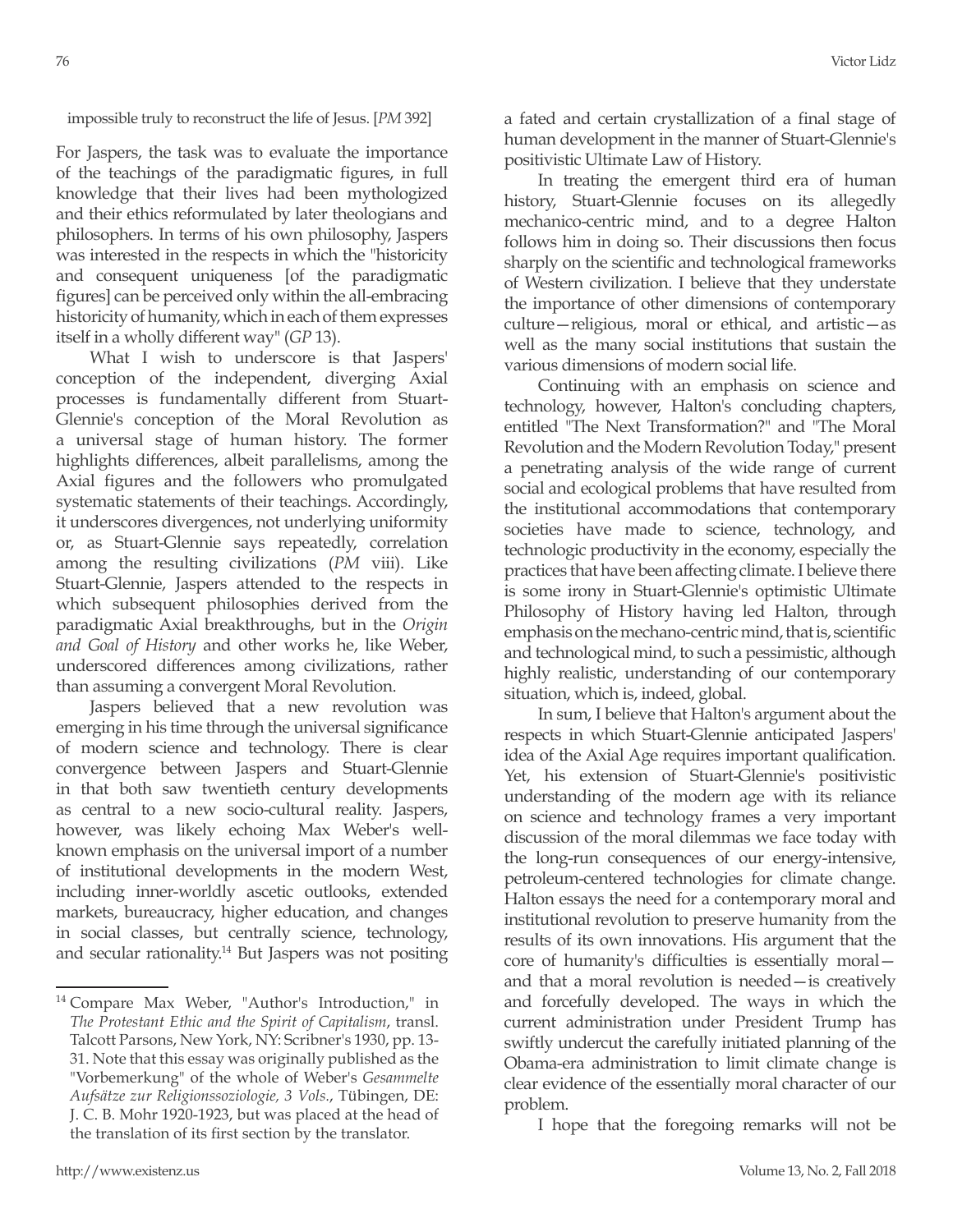impossible truly to reconstruct the life of Jesus. [*PM* 392]

For Jaspers, the task was to evaluate the importance of the teachings of the paradigmatic figures, in full knowledge that their lives had been mythologized and their ethics reformulated by later theologians and philosophers. In terms of his own philosophy, Jaspers was interested in the respects in which the "historicity and consequent uniqueness [of the paradigmatic figures] can be perceived only within the all-embracing historicity of humanity, which in each of them expresses itself in a wholly different way" (*GP* 13).

What I wish to underscore is that Jaspers' conception of the independent, diverging Axial processes is fundamentally different from Stuart-Glennie's conception of the Moral Revolution as a universal stage of human history. The former highlights differences, albeit parallelisms, among the Axial figures and the followers who promulgated systematic statements of their teachings. Accordingly, it underscores divergences, not underlying uniformity or, as Stuart-Glennie says repeatedly, correlation among the resulting civilizations (*PM* viii). Like Stuart-Glennie, Jaspers attended to the respects in which subsequent philosophies derived from the paradigmatic Axial breakthroughs, but in the *Origin and Goal of History* and other works he, like Weber, underscored differences among civilizations, rather than assuming a convergent Moral Revolution.

Jaspers believed that a new revolution was emerging in his time through the universal significance of modern science and technology. There is clear convergence between Jaspers and Stuart-Glennie in that both saw twentieth century developments as central to a new socio-cultural reality. Jaspers, however, was likely echoing Max Weber's well-known emphasis on the universal import of a number of institutional developments in the modern West, including inner-worldly ascetic outlooks, extended markets, bureaucracy, higher education, and changes in social classes, but centrally science, technology, and secular rationality.[14] But Jaspers was not positing a fated and certain crystallization of a final stage of human development in the manner of Stuart-Glennie's positivistic Ultimate Law of History.

In treating the emergent third era of human history, Stuart-Glennie focuses on its allegedly mechanico-centric mind, and to a degree Halton follows him in doing so. Their discussions then focus sharply on the scientific and technological frameworks of Western civilization. I believe that they understate the importance of other dimensions of contemporary culture—religious, moral or ethical, and artistic—as well as the many social institutions that sustain the various dimensions of modern social life.

Continuing with an emphasis on science and technology, however, Halton's concluding chapters, entitled "The Next Transformation?" and "The Moral Revolution and the Modern Revolution Today," present a penetrating analysis of the wide range of current social and ecological problems that have resulted from the institutional accommodations that contemporary societies have made to science, technology, and technologic productivity in the economy, especially the practices that have been affecting climate. I believe there is some irony in Stuart-Glennie's optimistic Ultimate Philosophy of History having led Halton, through emphasis on the mechano-centric mind, that is, scientific and technological mind, to such a pessimistic, although highly realistic, understanding of our contemporary situation, which is, indeed, global.

In sum, I believe that Halton's argument about the respects in which Stuart-Glennie anticipated Jaspers' idea of the Axial Age requires important qualification. Yet, his extension of Stuart-Glennie's positivistic understanding of the modern age with its reliance on science and technology frames a very important discussion of the moral dilemmas we face today with the long-run consequences of our energy-intensive, petroleum-centered technologies for climate change. Halton essays the need for a contemporary moral and institutional revolution to preserve humanity from the results of its own innovations. His argument that the core of humanity's difficulties is essentially moral—and that a moral revolution is needed—is creatively and forcefully developed. The ways in which the current administration under President Trump has swiftly undercut the carefully initiated planning of the Obama-era administration to limit climate change is clear evidence of the essentially moral character of our problem.

I hope that the foregoing remarks will not be

---

[14] Compare Max Weber, "Author's Introduction," in *The Protestant Ethic and the Spirit of Capitalism*, transl. Talcott Parsons, New York, NY: Scribner's 1930, pp. 13-31. Note that this essay was originally published as the "Vorbemerkung" of the whole of Weber's *Gesammelte Aufsätze zur Religionssoziologie, 3 Vols.*, Tübingen, DE: J. C. B. Mohr 1920-1923, but was placed at the head of the translation of its first section by the translator.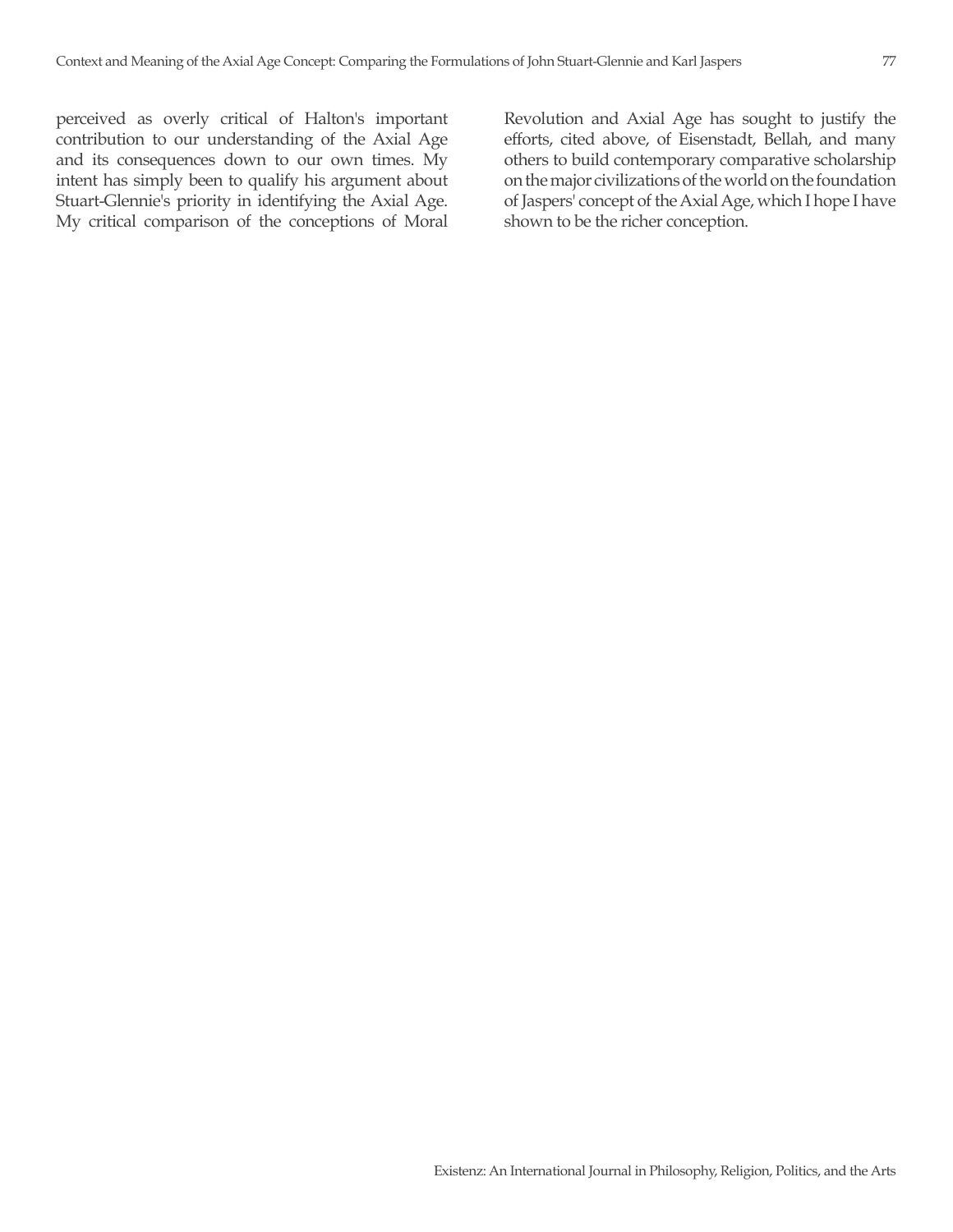perceived as overly critical of Halton's important contribution to our understanding of the Axial Age and its consequences down to our own times. My intent has simply been to qualify his argument about Stuart-Glennie's priority in identifying the Axial Age. My critical comparison of the conceptions of Moral Revolution and Axial Age has sought to justify the efforts, cited above, of Eisenstadt, Bellah, and many others to build contemporary comparative scholarship on the major civilizations of the world on the foundation of Jaspers' concept of the Axial Age, which I hope I have shown to be the richer conception.